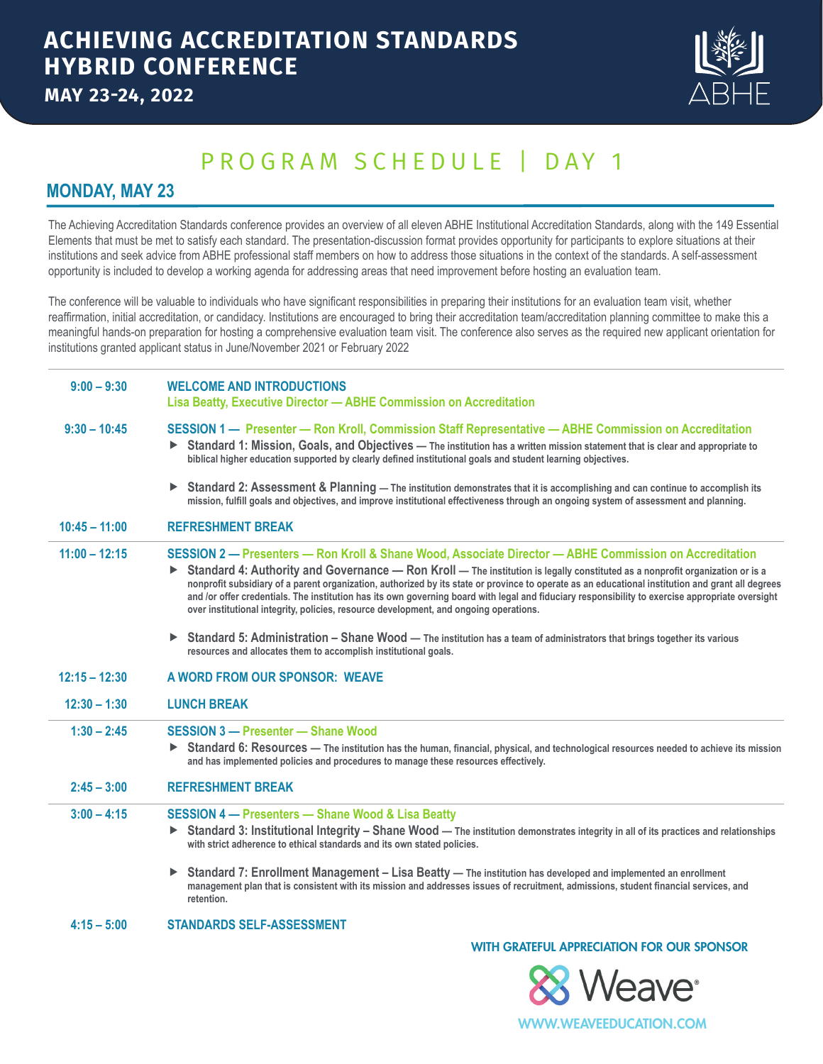# ACHIEVING ACCREDITATION STANDARDS HYBRID CONFERENCE

**MAY 23-24, 2022**

ABHE

## PROGRAM SCHEDULE | DAY 1

### MONDAY, MAY 23

The Achieving Accreditation Standards conference provides an overview of all eleven ABHE Institutional Accreditation Standards, along with the 149 Essential Elements that must be met to satisfy each standard. The presentation-discussion format provides opportunity for participants to explore situations at their institutions and seek advice from ABHE professional staff members on how to address those situations in the context of the standards. A self-assessment opportunity is included to develop a working agenda for addressing areas that need improvement before hosting an evaluation team.

The conference will be valuable to individuals who have significant responsibilities in preparing their institutions for an evaluation team visit, whether reaffirmation, initial accreditation, or candidacy. Institutions are encouraged to bring their accreditation team/accreditation planning committee to make this a meaningful hands-on preparation for hosting a comprehensive evaluation team visit. The conference also serves as the required new applicant orientation for institutions granted applicant status in June/November 2021 or February 2022

**9:00 – 9:30** — **WELCOME AND INTRODUCTIONS**
**Lisa Beatty, Executive Director — ABHE Commission on Accreditation**

**9:30 – 10:45** — **SESSION 1 — Presenter — Ron Kroll, Commission Staff Representative — ABHE Commission on Accreditation**

- **Standard 1: Mission, Goals, and Objectives** — The institution has a written mission statement that is clear and appropriate to biblical higher education supported by clearly defined institutional goals and student learning objectives.
- **Standard 2: Assessment & Planning** — The institution demonstrates that it is accomplishing and can continue to accomplish its mission, fulfill goals and objectives, and improve institutional effectiveness through an ongoing system of assessment and planning.

**10:45 – 11:00** — **REFRESHMENT BREAK**

**11:00 – 12:15** — **SESSION 2 — Presenters — Ron Kroll & Shane Wood, Associate Director — ABHE Commission on Accreditation**

- **Standard 4: Authority and Governance — Ron Kroll** — The institution is legally constituted as a nonprofit organization or is a nonprofit subsidiary of a parent organization, authorized by its state or province to operate as an educational institution and grant all degrees and /or offer credentials. The institution has its own governing board with legal and fiduciary responsibility to exercise appropriate oversight over institutional integrity, policies, resource development, and ongoing operations.
- **Standard 5: Administration – Shane Wood** — The institution has a team of administrators that brings together its various resources and allocates them to accomplish institutional goals.

**12:15 – 12:30** — **A WORD FROM OUR SPONSOR: WEAVE**

**12:30 – 1:30** — **LUNCH BREAK**

**1:30 – 2:45** — **SESSION 3 — Presenter — Shane Wood**

- **Standard 6: Resources** — The institution has the human, financial, physical, and technological resources needed to achieve its mission and has implemented policies and procedures to manage these resources effectively.

**2:45 – 3:00** — **REFRESHMENT BREAK**

**3:00 – 4:15** — **SESSION 4 — Presenters — Shane Wood & Lisa Beatty**

- **Standard 3: Institutional Integrity – Shane Wood** — The institution demonstrates integrity in all of its practices and relationships with strict adherence to ethical standards and its own stated policies.
- **Standard 7: Enrollment Management – Lisa Beatty** — The institution has developed and implemented an enrollment management plan that is consistent with its mission and addresses issues of recruitment, admissions, student financial services, and retention.

**4:15 – 5:00** — **STANDARDS SELF-ASSESSMENT**

**WITH GRATEFUL APPRECIATION FOR OUR SPONSOR**

Weave®

WWW.WEAVEEDUCATION.COM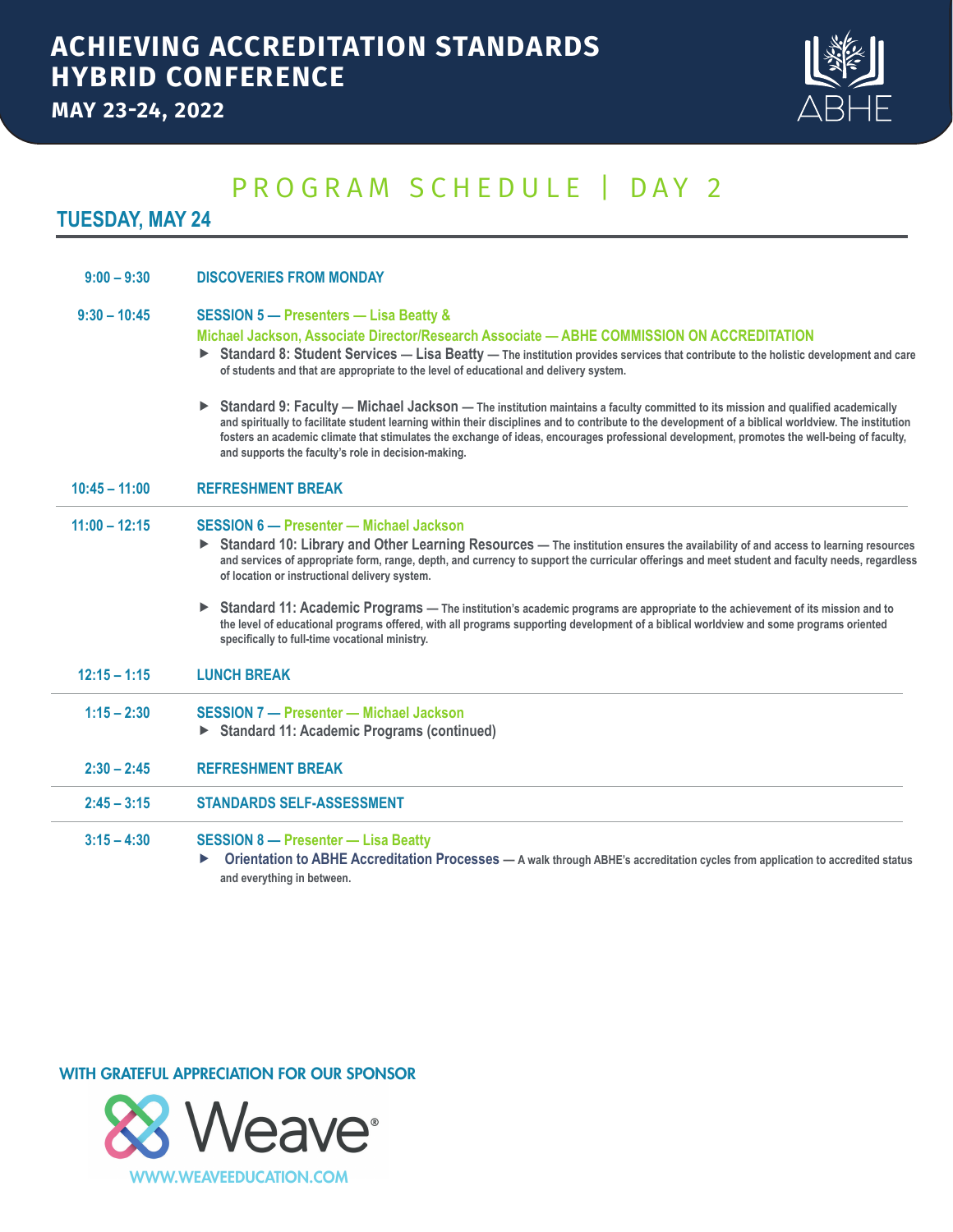# ACHIEVING ACCREDITATION STANDARDS HYBRID CONFERENCE

**MAY 23-24, 2022**

ABHE

## PROGRAM SCHEDULE | DAY 2

### TUESDAY, MAY 24

**9:00 – 9:30** **DISCOVERIES FROM MONDAY**

**9:30 – 10:45** **SESSION 5 — Presenters — Lisa Beatty & Michael Jackson, Associate Director/Research Associate — ABHE COMMISSION ON ACCREDITATION**

- **Standard 8: Student Services — Lisa Beatty —** The institution provides services that contribute to the holistic development and care of students and that are appropriate to the level of educational and delivery system.
- **Standard 9: Faculty — Michael Jackson —** The institution maintains a faculty committed to its mission and qualified academically and spiritually to facilitate student learning within their disciplines and to contribute to the development of a biblical worldview. The institution fosters an academic climate that stimulates the exchange of ideas, encourages professional development, promotes the well-being of faculty, and supports the faculty's role in decision-making.

**10:45 – 11:00** **REFRESHMENT BREAK**

**11:00 – 12:15** **SESSION 6 — Presenter — Michael Jackson**

- **Standard 10: Library and Other Learning Resources —** The institution ensures the availability of and access to learning resources and services of appropriate form, range, depth, and currency to support the curricular offerings and meet student and faculty needs, regardless of location or instructional delivery system.
- **Standard 11: Academic Programs —** The institution's academic programs are appropriate to the achievement of its mission and to the level of educational programs offered, with all programs supporting development of a biblical worldview and some programs oriented specifically to full-time vocational ministry.

**12:15 – 1:15** **LUNCH BREAK**

**1:15 – 2:30** **SESSION 7 — Presenter — Michael Jackson**

- **Standard 11: Academic Programs (continued)**

**2:30 – 2:45** **REFRESHMENT BREAK**

**2:45 – 3:15** **STANDARDS SELF-ASSESSMENT**

**3:15 – 4:30** **SESSION 8 — Presenter — Lisa Beatty**

- **Orientation to ABHE Accreditation Processes —** A walk through ABHE's accreditation cycles from application to accredited status and everything in between.

**WITH GRATEFUL APPRECIATION FOR OUR SPONSOR**

Weave®

WWW.WEAVEEDUCATION.COM